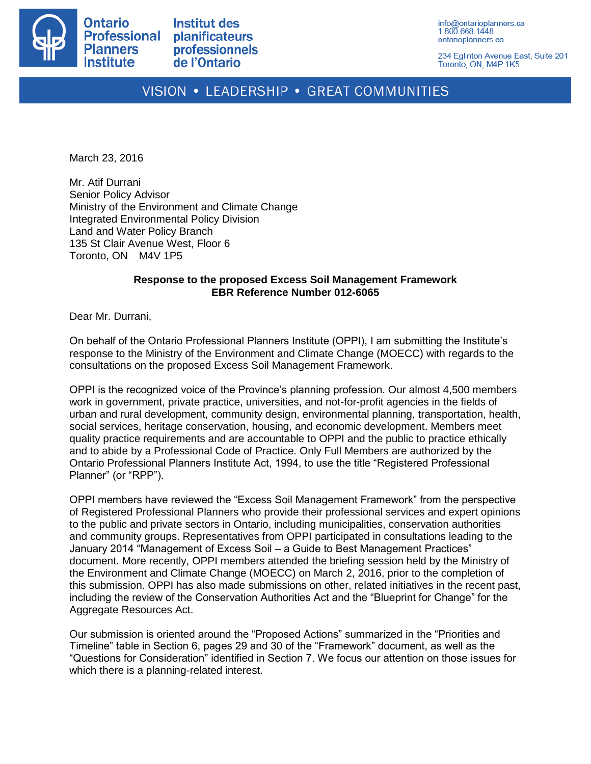Ontario Professional Planners Institute

Institut des planificateurs professionnels de l'Ontario

info@ontarioplanners.ca
1.800.668.1448
ontarioplanners.ca

234 Eglinton Avenue East, Suite 201
Toronto, ON, M4P 1K5

VISION • LEADERSHIP • GREAT COMMUNITIES

March 23, 2016

Mr. Atif Durrani
Senior Policy Advisor
Ministry of the Environment and Climate Change
Integrated Environmental Policy Division
Land and Water Policy Branch
135 St Clair Avenue West, Floor 6
Toronto, ON M4V 1P5

**Response to the proposed Excess Soil Management Framework**
**EBR Reference Number 012-6065**

Dear Mr. Durrani,

On behalf of the Ontario Professional Planners Institute (OPPI), I am submitting the Institute's response to the Ministry of the Environment and Climate Change (MOECC) with regards to the consultations on the proposed Excess Soil Management Framework.

OPPI is the recognized voice of the Province's planning profession. Our almost 4,500 members work in government, private practice, universities, and not-for-profit agencies in the fields of urban and rural development, community design, environmental planning, transportation, health, social services, heritage conservation, housing, and economic development. Members meet quality practice requirements and are accountable to OPPI and the public to practice ethically and to abide by a Professional Code of Practice. Only Full Members are authorized by the Ontario Professional Planners Institute Act, 1994, to use the title "Registered Professional Planner" (or "RPP").

OPPI members have reviewed the "Excess Soil Management Framework" from the perspective of Registered Professional Planners who provide their professional services and expert opinions to the public and private sectors in Ontario, including municipalities, conservation authorities and community groups. Representatives from OPPI participated in consultations leading to the January 2014 "Management of Excess Soil – a Guide to Best Management Practices" document. More recently, OPPI members attended the briefing session held by the Ministry of the Environment and Climate Change (MOECC) on March 2, 2016, prior to the completion of this submission. OPPI has also made submissions on other, related initiatives in the recent past, including the review of the Conservation Authorities Act and the "Blueprint for Change" for the Aggregate Resources Act.

Our submission is oriented around the "Proposed Actions" summarized in the "Priorities and Timeline" table in Section 6, pages 29 and 30 of the "Framework" document, as well as the "Questions for Consideration" identified in Section 7. We focus our attention on those issues for which there is a planning-related interest.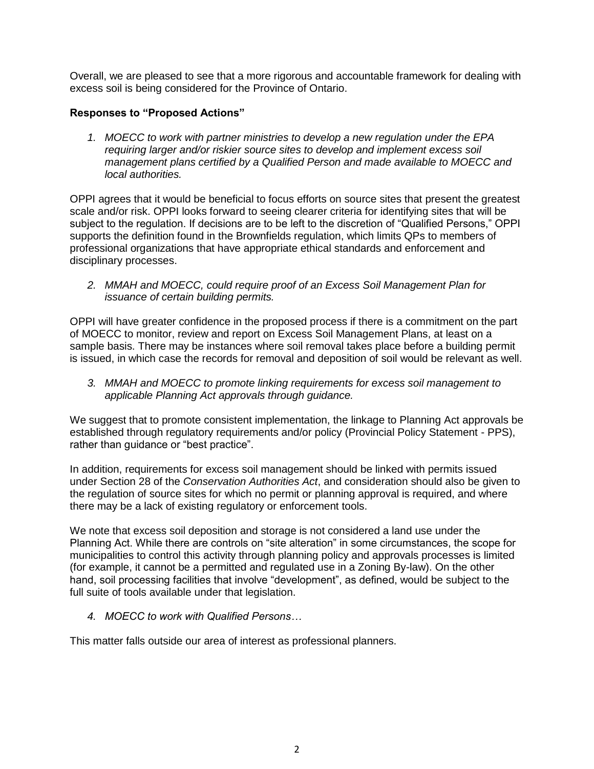Overall, we are pleased to see that a more rigorous and accountable framework for dealing with excess soil is being considered for the Province of Ontario.

**Responses to "Proposed Actions"**

1. *MOECC to work with partner ministries to develop a new regulation under the EPA requiring larger and/or riskier source sites to develop and implement excess soil management plans certified by a Qualified Person and made available to MOECC and local authorities.*

OPPI agrees that it would be beneficial to focus efforts on source sites that present the greatest scale and/or risk. OPPI looks forward to seeing clearer criteria for identifying sites that will be subject to the regulation. If decisions are to be left to the discretion of "Qualified Persons," OPPI supports the definition found in the Brownfields regulation, which limits QPs to members of professional organizations that have appropriate ethical standards and enforcement and disciplinary processes.

2. *MMAH and MOECC, could require proof of an Excess Soil Management Plan for issuance of certain building permits.*

OPPI will have greater confidence in the proposed process if there is a commitment on the part of MOECC to monitor, review and report on Excess Soil Management Plans, at least on a sample basis. There may be instances where soil removal takes place before a building permit is issued, in which case the records for removal and deposition of soil would be relevant as well.

3. *MMAH and MOECC to promote linking requirements for excess soil management to applicable Planning Act approvals through guidance.*

We suggest that to promote consistent implementation, the linkage to Planning Act approvals be established through regulatory requirements and/or policy (Provincial Policy Statement - PPS), rather than guidance or "best practice".

In addition, requirements for excess soil management should be linked with permits issued under Section 28 of the *Conservation Authorities Act*, and consideration should also be given to the regulation of source sites for which no permit or planning approval is required, and where there may be a lack of existing regulatory or enforcement tools.

We note that excess soil deposition and storage is not considered a land use under the Planning Act. While there are controls on "site alteration" in some circumstances, the scope for municipalities to control this activity through planning policy and approvals processes is limited (for example, it cannot be a permitted and regulated use in a Zoning By-law). On the other hand, soil processing facilities that involve "development", as defined, would be subject to the full suite of tools available under that legislation.

4. *MOECC to work with Qualified Persons…*

This matter falls outside our area of interest as professional planners.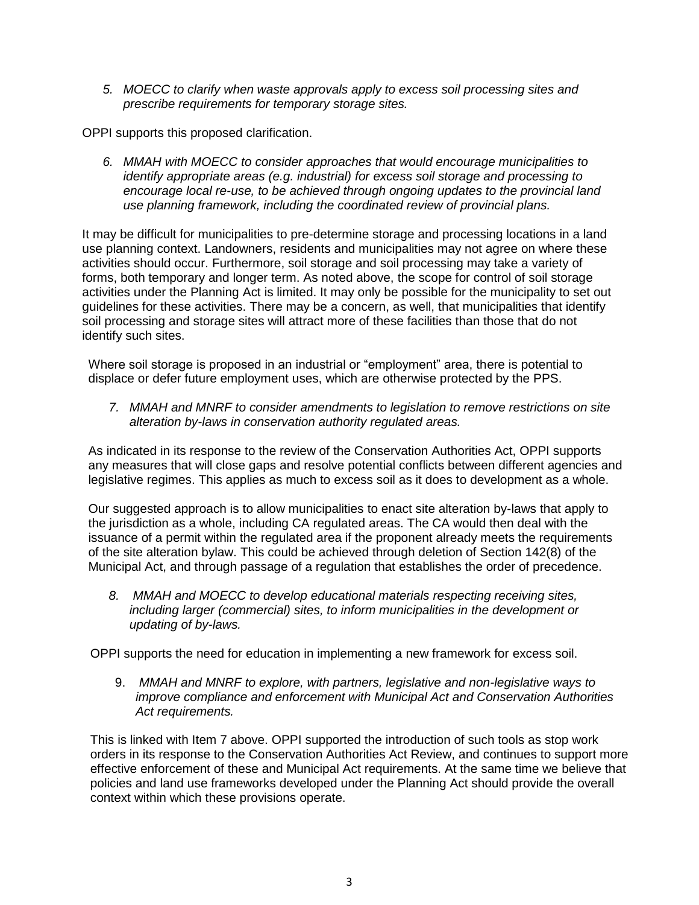5. *MOECC to clarify when waste approvals apply to excess soil processing sites and prescribe requirements for temporary storage sites.*

OPPI supports this proposed clarification.

6. *MMAH with MOECC to consider approaches that would encourage municipalities to identify appropriate areas (e.g. industrial) for excess soil storage and processing to encourage local re-use, to be achieved through ongoing updates to the provincial land use planning framework, including the coordinated review of provincial plans.*

It may be difficult for municipalities to pre-determine storage and processing locations in a land use planning context. Landowners, residents and municipalities may not agree on where these activities should occur. Furthermore, soil storage and soil processing may take a variety of forms, both temporary and longer term. As noted above, the scope for control of soil storage activities under the Planning Act is limited. It may only be possible for the municipality to set out guidelines for these activities. There may be a concern, as well, that municipalities that identify soil processing and storage sites will attract more of these facilities than those that do not identify such sites.

Where soil storage is proposed in an industrial or "employment" area, there is potential to displace or defer future employment uses, which are otherwise protected by the PPS.

7. *MMAH and MNRF to consider amendments to legislation to remove restrictions on site alteration by-laws in conservation authority regulated areas.*

As indicated in its response to the review of the Conservation Authorities Act, OPPI supports any measures that will close gaps and resolve potential conflicts between different agencies and legislative regimes. This applies as much to excess soil as it does to development as a whole.

Our suggested approach is to allow municipalities to enact site alteration by-laws that apply to the jurisdiction as a whole, including CA regulated areas. The CA would then deal with the issuance of a permit within the regulated area if the proponent already meets the requirements of the site alteration bylaw. This could be achieved through deletion of Section 142(8) of the Municipal Act, and through passage of a regulation that establishes the order of precedence.

8. *MMAH and MOECC to develop educational materials respecting receiving sites, including larger (commercial) sites, to inform municipalities in the development or updating of by-laws.*

OPPI supports the need for education in implementing a new framework for excess soil.

9. *MMAH and MNRF to explore, with partners, legislative and non-legislative ways to improve compliance and enforcement with Municipal Act and Conservation Authorities Act requirements.*

This is linked with Item 7 above. OPPI supported the introduction of such tools as stop work orders in its response to the Conservation Authorities Act Review, and continues to support more effective enforcement of these and Municipal Act requirements. At the same time we believe that policies and land use frameworks developed under the Planning Act should provide the overall context within which these provisions operate.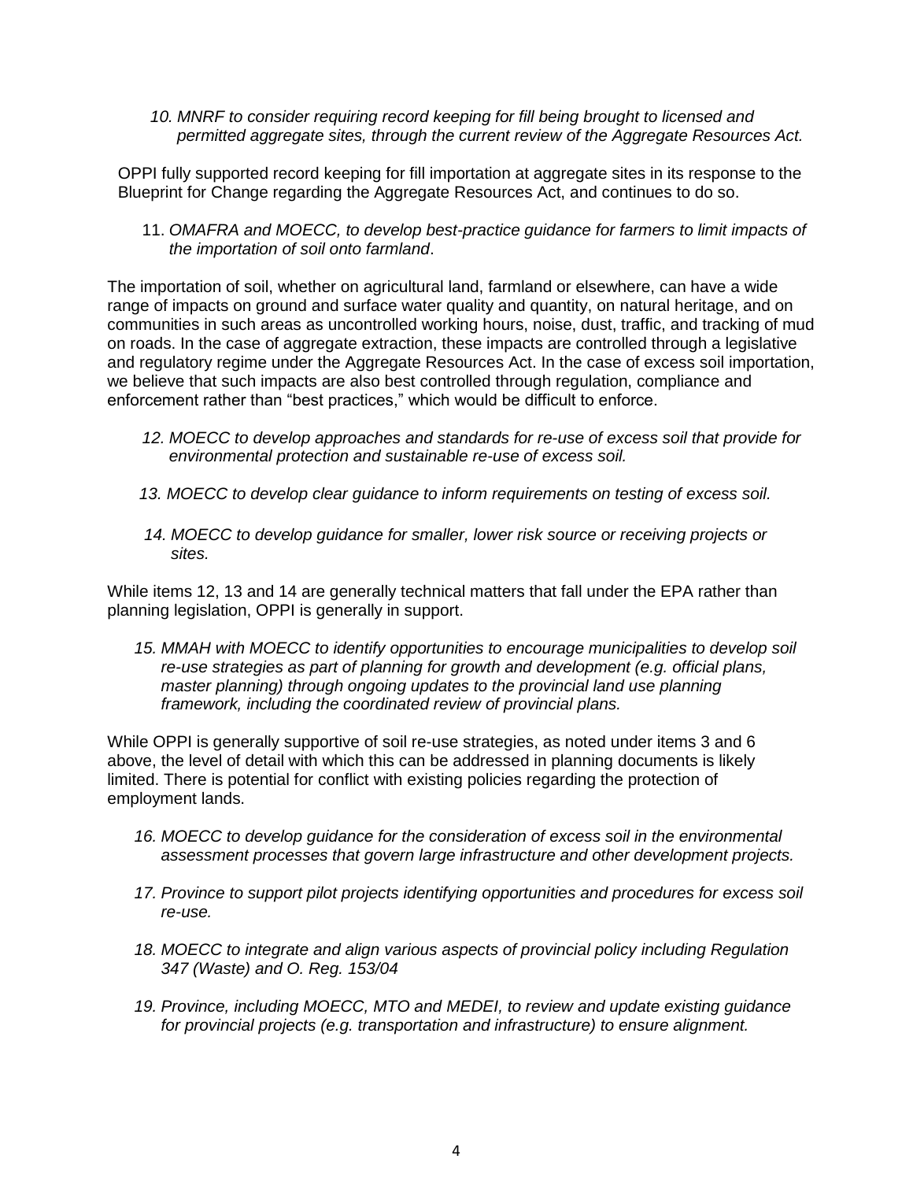*10. MNRF to consider requiring record keeping for fill being brought to licensed and permitted aggregate sites, through the current review of the Aggregate Resources Act.*

OPPI fully supported record keeping for fill importation at aggregate sites in its response to the Blueprint for Change regarding the Aggregate Resources Act, and continues to do so.

11. *OMAFRA and MOECC, to develop best-practice guidance for farmers to limit impacts of the importation of soil onto farmland*.

The importation of soil, whether on agricultural land, farmland or elsewhere, can have a wide range of impacts on ground and surface water quality and quantity, on natural heritage, and on communities in such areas as uncontrolled working hours, noise, dust, traffic, and tracking of mud on roads. In the case of aggregate extraction, these impacts are controlled through a legislative and regulatory regime under the Aggregate Resources Act. In the case of excess soil importation, we believe that such impacts are also best controlled through regulation, compliance and enforcement rather than "best practices," which would be difficult to enforce.

*12. MOECC to develop approaches and standards for re-use of excess soil that provide for environmental protection and sustainable re-use of excess soil.*

*13. MOECC to develop clear guidance to inform requirements on testing of excess soil.*

*14. MOECC to develop guidance for smaller, lower risk source or receiving projects or sites.*

While items 12, 13 and 14 are generally technical matters that fall under the EPA rather than planning legislation, OPPI is generally in support.

*15. MMAH with MOECC to identify opportunities to encourage municipalities to develop soil re-use strategies as part of planning for growth and development (e.g. official plans, master planning) through ongoing updates to the provincial land use planning framework, including the coordinated review of provincial plans.*

While OPPI is generally supportive of soil re-use strategies, as noted under items 3 and 6 above, the level of detail with which this can be addressed in planning documents is likely limited. There is potential for conflict with existing policies regarding the protection of employment lands.

*16. MOECC to develop guidance for the consideration of excess soil in the environmental assessment processes that govern large infrastructure and other development projects.*

*17. Province to support pilot projects identifying opportunities and procedures for excess soil re-use.*

*18. MOECC to integrate and align various aspects of provincial policy including Regulation 347 (Waste) and O. Reg. 153/04*

*19. Province, including MOECC, MTO and MEDEI, to review and update existing guidance for provincial projects (e.g. transportation and infrastructure) to ensure alignment.*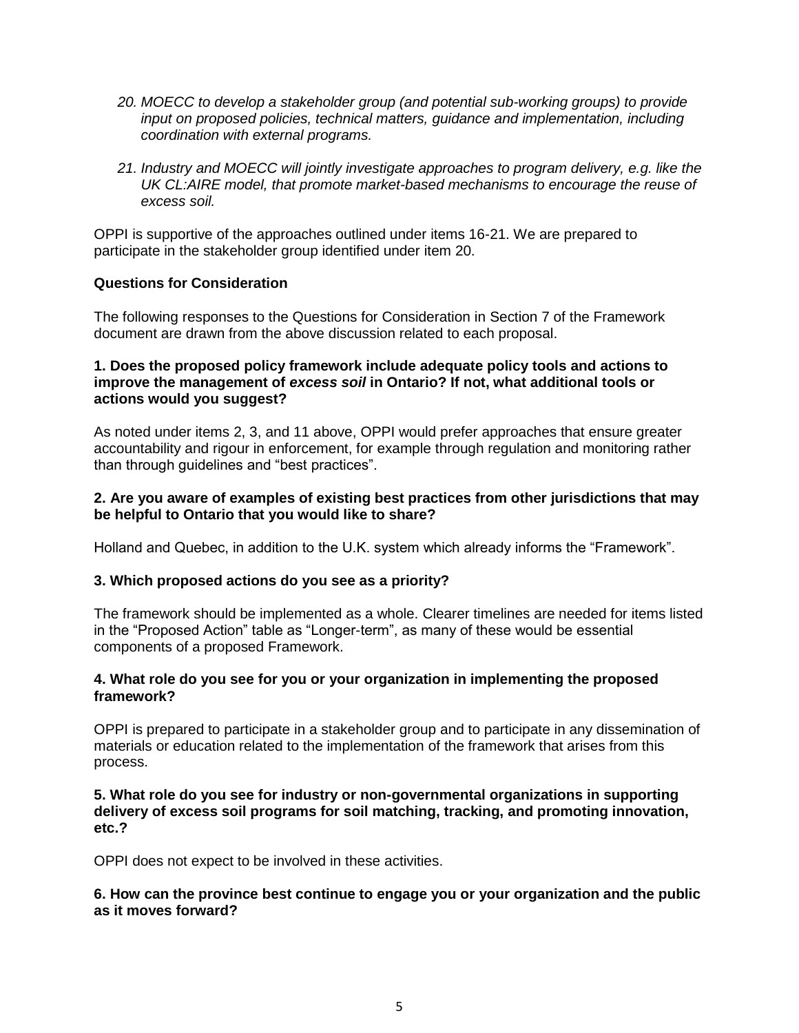*20. MOECC to develop a stakeholder group (and potential sub-working groups) to provide input on proposed policies, technical matters, guidance and implementation, including coordination with external programs.*

*21. Industry and MOECC will jointly investigate approaches to program delivery, e.g. like the UK CL:AIRE model, that promote market-based mechanisms to encourage the reuse of excess soil.*

OPPI is supportive of the approaches outlined under items 16-21. We are prepared to participate in the stakeholder group identified under item 20.

**Questions for Consideration**

The following responses to the Questions for Consideration in Section 7 of the Framework document are drawn from the above discussion related to each proposal.

**1. Does the proposed policy framework include adequate policy tools and actions to improve the management of *excess soil* in Ontario? If not, what additional tools or actions would you suggest?**

As noted under items 2, 3, and 11 above, OPPI would prefer approaches that ensure greater accountability and rigour in enforcement, for example through regulation and monitoring rather than through guidelines and "best practices".

**2. Are you aware of examples of existing best practices from other jurisdictions that may be helpful to Ontario that you would like to share?**

Holland and Quebec, in addition to the U.K. system which already informs the "Framework".

**3. Which proposed actions do you see as a priority?**

The framework should be implemented as a whole. Clearer timelines are needed for items listed in the "Proposed Action" table as "Longer-term", as many of these would be essential components of a proposed Framework.

**4. What role do you see for you or your organization in implementing the proposed framework?**

OPPI is prepared to participate in a stakeholder group and to participate in any dissemination of materials or education related to the implementation of the framework that arises from this process.

**5. What role do you see for industry or non-governmental organizations in supporting delivery of excess soil programs for soil matching, tracking, and promoting innovation, etc.?**

OPPI does not expect to be involved in these activities.

**6. How can the province best continue to engage you or your organization and the public as it moves forward?**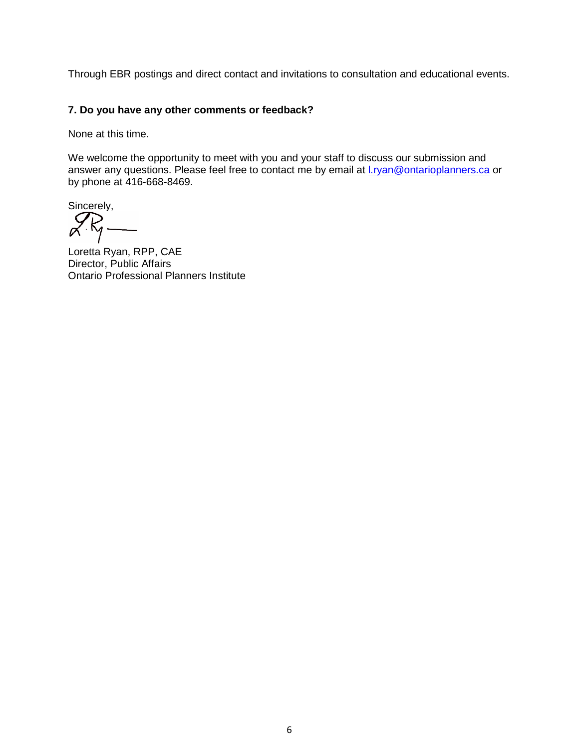Through EBR postings and direct contact and invitations to consultation and educational events.

**7. Do you have any other comments or feedback?**

None at this time.

We welcome the opportunity to meet with you and your staff to discuss our submission and answer any questions. Please feel free to contact me by email at l.ryan@ontarioplanners.ca or by phone at 416-668-8469.

Sincerely,

Loretta Ryan, RPP, CAE
Director, Public Affairs
Ontario Professional Planners Institute